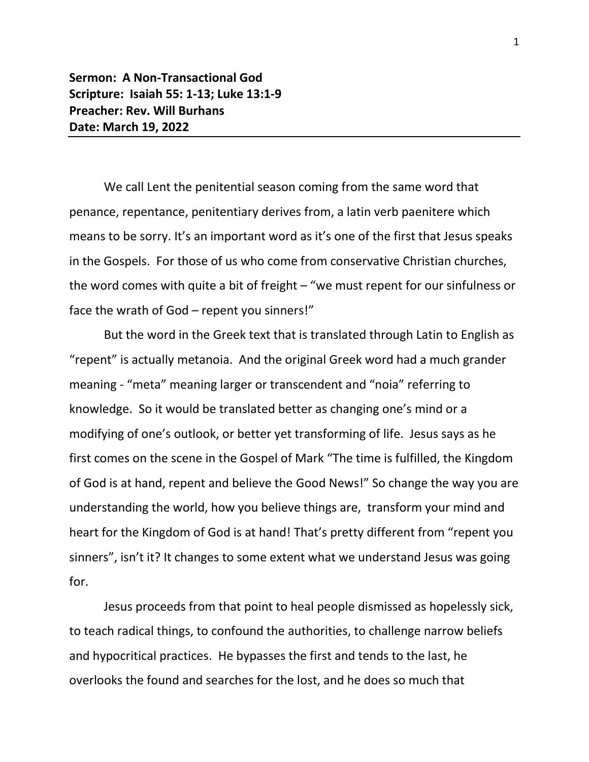**Sermon: A Non-Transactional God**
**Scripture: Isaiah 55: 1-13; Luke 13:1-9**
**Preacher: Rev. Will Burhans**
**Date: March 19, 2022**

---

We call Lent the penitential season coming from the same word that penance, repentance, penitentiary derives from, a latin verb paenitere which means to be sorry. It's an important word as it's one of the first that Jesus speaks in the Gospels. For those of us who come from conservative Christian churches, the word comes with quite a bit of freight – "we must repent for our sinfulness or face the wrath of God – repent you sinners!"

But the word in the Greek text that is translated through Latin to English as "repent" is actually metanoia. And the original Greek word had a much grander meaning - "meta" meaning larger or transcendent and "noia" referring to knowledge. So it would be translated better as changing one's mind or a modifying of one's outlook, or better yet transforming of life. Jesus says as he first comes on the scene in the Gospel of Mark "The time is fulfilled, the Kingdom of God is at hand, repent and believe the Good News!" So change the way you are understanding the world, how you believe things are, transform your mind and heart for the Kingdom of God is at hand! That's pretty different from "repent you sinners", isn't it? It changes to some extent what we understand Jesus was going for.

Jesus proceeds from that point to heal people dismissed as hopelessly sick, to teach radical things, to confound the authorities, to challenge narrow beliefs and hypocritical practices. He bypasses the first and tends to the last, he overlooks the found and searches for the lost, and he does so much that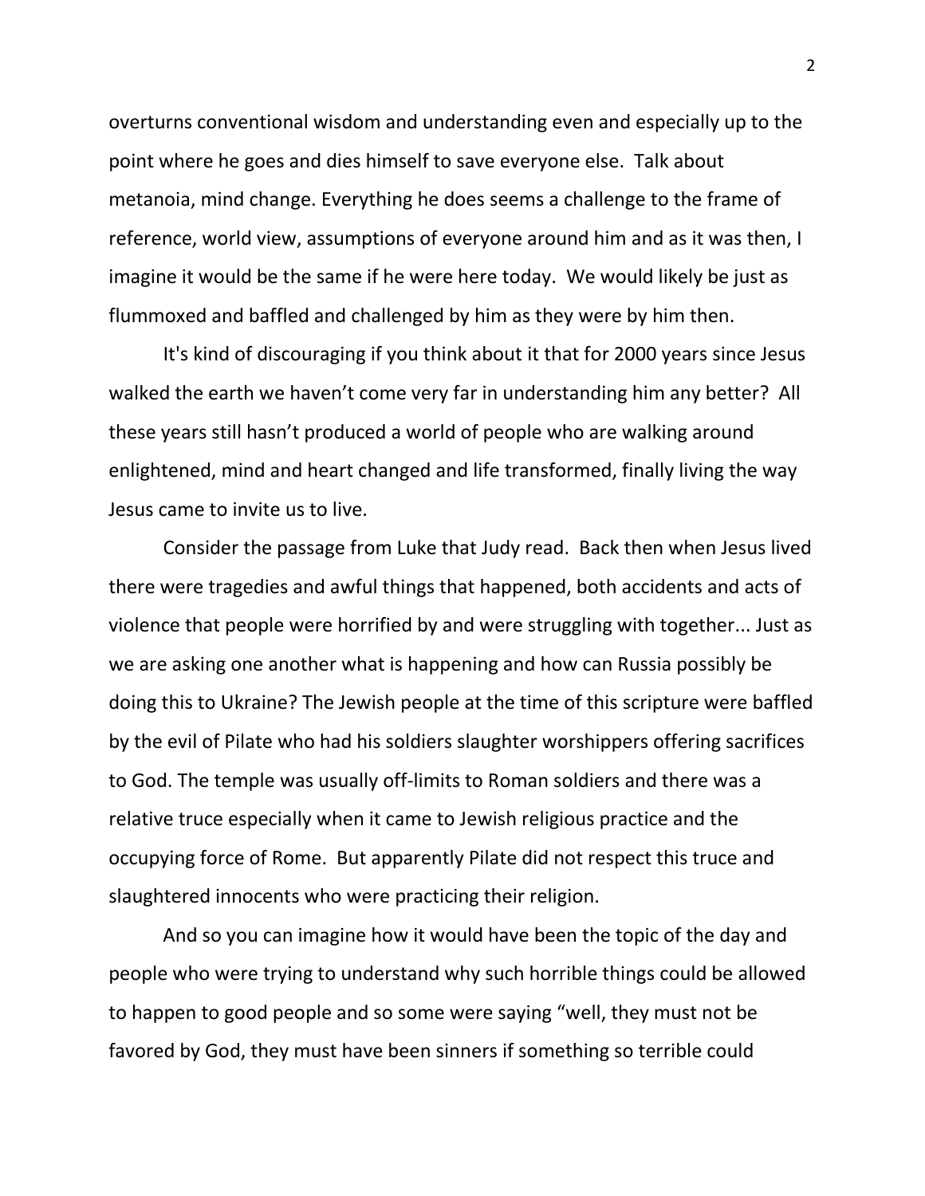overturns conventional wisdom and understanding even and especially up to the point where he goes and dies himself to save everyone else. Talk about metanoia, mind change. Everything he does seems a challenge to the frame of reference, world view, assumptions of everyone around him and as it was then, I imagine it would be the same if he were here today. We would likely be just as flummoxed and baffled and challenged by him as they were by him then.

It's kind of discouraging if you think about it that for 2000 years since Jesus walked the earth we haven't come very far in understanding him any better? All these years still hasn't produced a world of people who are walking around enlightened, mind and heart changed and life transformed, finally living the way Jesus came to invite us to live.

Consider the passage from Luke that Judy read. Back then when Jesus lived there were tragedies and awful things that happened, both accidents and acts of violence that people were horrified by and were struggling with together... Just as we are asking one another what is happening and how can Russia possibly be doing this to Ukraine? The Jewish people at the time of this scripture were baffled by the evil of Pilate who had his soldiers slaughter worshippers offering sacrifices to God. The temple was usually off-limits to Roman soldiers and there was a relative truce especially when it came to Jewish religious practice and the occupying force of Rome. But apparently Pilate did not respect this truce and slaughtered innocents who were practicing their religion.

And so you can imagine how it would have been the topic of the day and people who were trying to understand why such horrible things could be allowed to happen to good people and so some were saying "well, they must not be favored by God, they must have been sinners if something so terrible could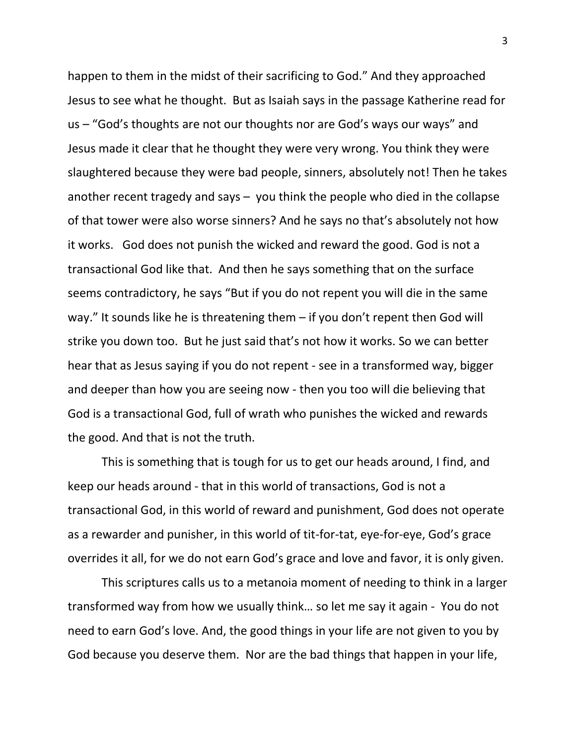happen to them in the midst of their sacrificing to God." And they approached Jesus to see what he thought. But as Isaiah says in the passage Katherine read for us – "God's thoughts are not our thoughts nor are God's ways our ways" and Jesus made it clear that he thought they were very wrong. You think they were slaughtered because they were bad people, sinners, absolutely not! Then he takes another recent tragedy and says – you think the people who died in the collapse of that tower were also worse sinners? And he says no that's absolutely not how it works. God does not punish the wicked and reward the good. God is not a transactional God like that. And then he says something that on the surface seems contradictory, he says "But if you do not repent you will die in the same way." It sounds like he is threatening them – if you don't repent then God will strike you down too. But he just said that's not how it works. So we can better hear that as Jesus saying if you do not repent - see in a transformed way, bigger and deeper than how you are seeing now - then you too will die believing that God is a transactional God, full of wrath who punishes the wicked and rewards the good. And that is not the truth.

This is something that is tough for us to get our heads around, I find, and keep our heads around - that in this world of transactions, God is not a transactional God, in this world of reward and punishment, God does not operate as a rewarder and punisher, in this world of tit-for-tat, eye-for-eye, God's grace overrides it all, for we do not earn God's grace and love and favor, it is only given.

This scriptures calls us to a metanoia moment of needing to think in a larger transformed way from how we usually think… so let me say it again - You do not need to earn God's love. And, the good things in your life are not given to you by God because you deserve them. Nor are the bad things that happen in your life,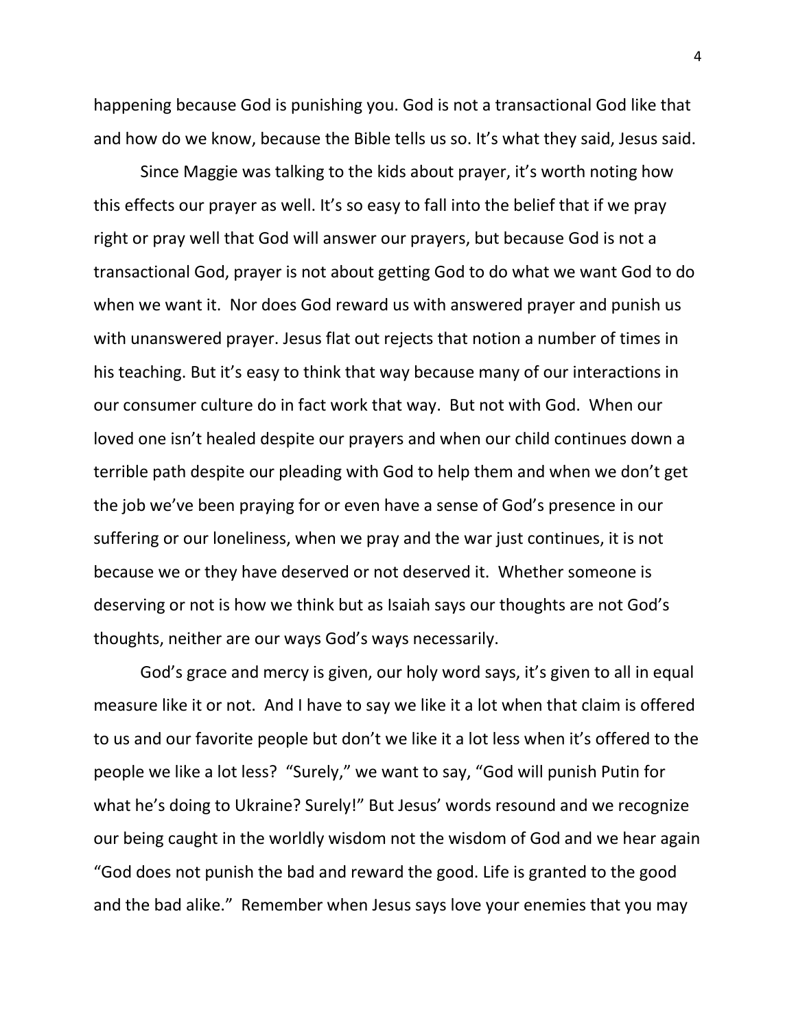happening because God is punishing you. God is not a transactional God like that and how do we know, because the Bible tells us so. It's what they said, Jesus said.

Since Maggie was talking to the kids about prayer, it's worth noting how this effects our prayer as well. It's so easy to fall into the belief that if we pray right or pray well that God will answer our prayers, but because God is not a transactional God, prayer is not about getting God to do what we want God to do when we want it. Nor does God reward us with answered prayer and punish us with unanswered prayer. Jesus flat out rejects that notion a number of times in his teaching. But it's easy to think that way because many of our interactions in our consumer culture do in fact work that way. But not with God. When our loved one isn't healed despite our prayers and when our child continues down a terrible path despite our pleading with God to help them and when we don't get the job we've been praying for or even have a sense of God's presence in our suffering or our loneliness, when we pray and the war just continues, it is not because we or they have deserved or not deserved it. Whether someone is deserving or not is how we think but as Isaiah says our thoughts are not God's thoughts, neither are our ways God's ways necessarily.

God's grace and mercy is given, our holy word says, it's given to all in equal measure like it or not. And I have to say we like it a lot when that claim is offered to us and our favorite people but don't we like it a lot less when it's offered to the people we like a lot less? "Surely," we want to say, "God will punish Putin for what he's doing to Ukraine? Surely!" But Jesus' words resound and we recognize our being caught in the worldly wisdom not the wisdom of God and we hear again "God does not punish the bad and reward the good. Life is granted to the good and the bad alike." Remember when Jesus says love your enemies that you may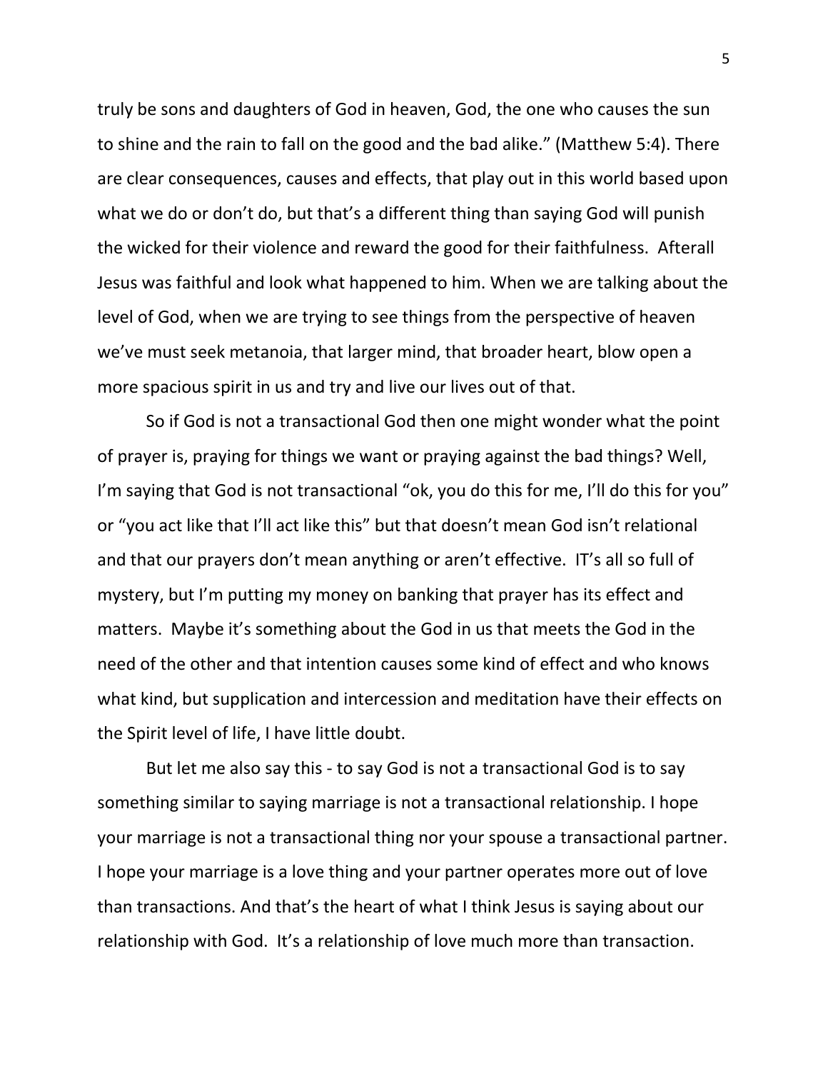truly be sons and daughters of God in heaven, God, the one who causes the sun to shine and the rain to fall on the good and the bad alike." (Matthew 5:4). There are clear consequences, causes and effects, that play out in this world based upon what we do or don't do, but that's a different thing than saying God will punish the wicked for their violence and reward the good for their faithfulness. Afterall Jesus was faithful and look what happened to him. When we are talking about the level of God, when we are trying to see things from the perspective of heaven we've must seek metanoia, that larger mind, that broader heart, blow open a more spacious spirit in us and try and live our lives out of that.

So if God is not a transactional God then one might wonder what the point of prayer is, praying for things we want or praying against the bad things? Well, I'm saying that God is not transactional "ok, you do this for me, I'll do this for you" or "you act like that I'll act like this" but that doesn't mean God isn't relational and that our prayers don't mean anything or aren't effective. IT's all so full of mystery, but I'm putting my money on banking that prayer has its effect and matters. Maybe it's something about the God in us that meets the God in the need of the other and that intention causes some kind of effect and who knows what kind, but supplication and intercession and meditation have their effects on the Spirit level of life, I have little doubt.

But let me also say this - to say God is not a transactional God is to say something similar to saying marriage is not a transactional relationship. I hope your marriage is not a transactional thing nor your spouse a transactional partner. I hope your marriage is a love thing and your partner operates more out of love than transactions. And that's the heart of what I think Jesus is saying about our relationship with God. It's a relationship of love much more than transaction.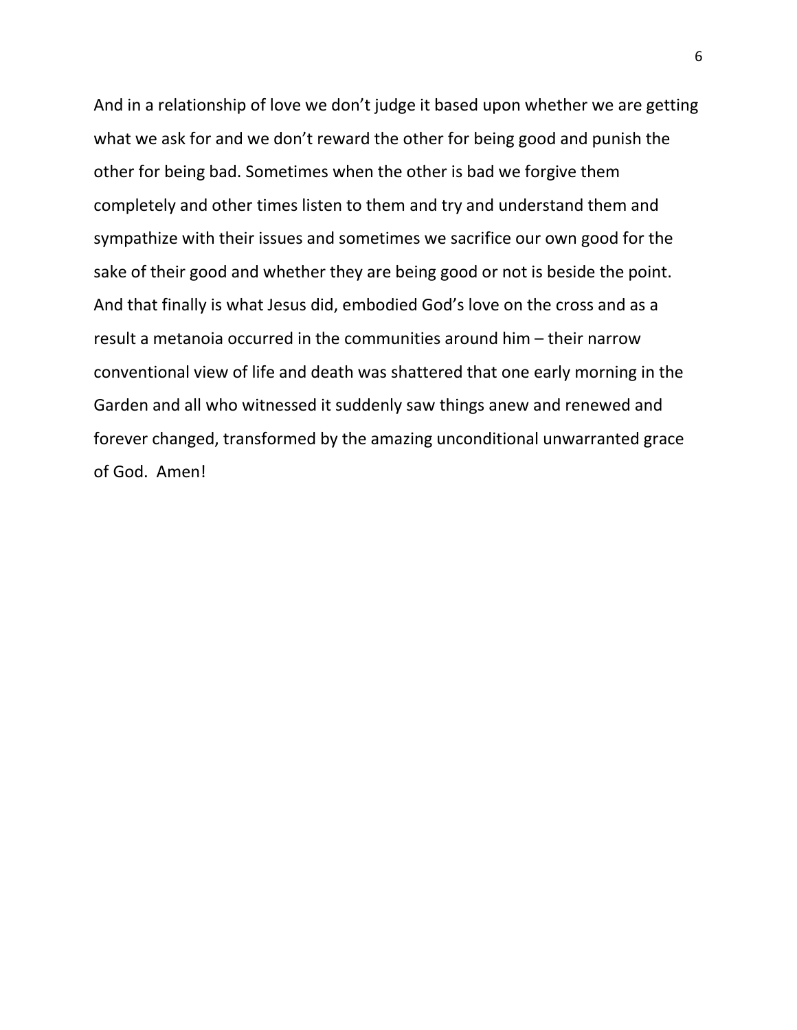And in a relationship of love we don't judge it based upon whether we are getting what we ask for and we don't reward the other for being good and punish the other for being bad. Sometimes when the other is bad we forgive them completely and other times listen to them and try and understand them and sympathize with their issues and sometimes we sacrifice our own good for the sake of their good and whether they are being good or not is beside the point. And that finally is what Jesus did, embodied God's love on the cross and as a result a metanoia occurred in the communities around him – their narrow conventional view of life and death was shattered that one early morning in the Garden and all who witnessed it suddenly saw things anew and renewed and forever changed, transformed by the amazing unconditional unwarranted grace of God. Amen!